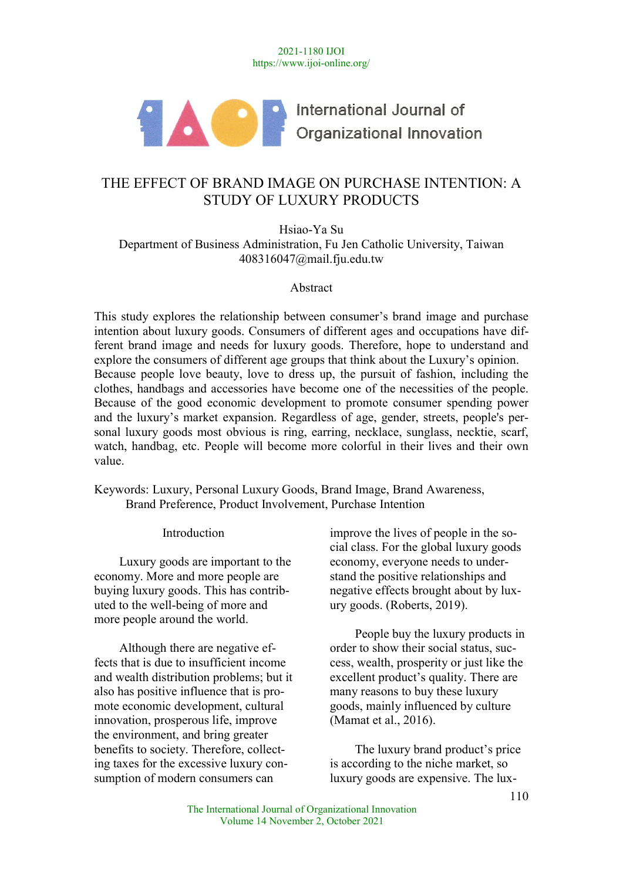# THE EFFECT OF BRAND IMAGE ON PURCHASE INTENTION: A STUDY OF LUXURY PRODUCTS

Hsiao-Ya Su
Department of Business Administration, Fu Jen Catholic University, Taiwan
408316047@mail.fju.edu.tw

## Abstract

This study explores the relationship between consumer's brand image and purchase intention about luxury goods. Consumers of different ages and occupations have different brand image and needs for luxury goods. Therefore, hope to understand and explore the consumers of different age groups that think about the Luxury's opinion. Because people love beauty, love to dress up, the pursuit of fashion, including the clothes, handbags and accessories have become one of the necessities of the people. Because of the good economic development to promote consumer spending power and the luxury's market expansion. Regardless of age, gender, streets, people's personal luxury goods most obvious is ring, earring, necklace, sunglass, necktie, scarf, watch, handbag, etc. People will become more colorful in their lives and their own value.

Keywords: Luxury, Personal Luxury Goods, Brand Image, Brand Awareness, Brand Preference, Product Involvement, Purchase Intention

## Introduction

Luxury goods are important to the economy. More and more people are buying luxury goods. This has contributed to the well-being of more and more people around the world.

Although there are negative effects that is due to insufficient income and wealth distribution problems; but it also has positive influence that is promote economic development, cultural innovation, prosperous life, improve the environment, and bring greater benefits to society. Therefore, collecting taxes for the excessive luxury consumption of modern consumers can improve the lives of people in the social class. For the global luxury goods economy, everyone needs to understand the positive relationships and negative effects brought about by luxury goods. (Roberts, 2019).

People buy the luxury products in order to show their social status, success, wealth, prosperity or just like the excellent product's quality. There are many reasons to buy these luxury goods, mainly influenced by culture (Mamat et al., 2016).

The luxury brand product's price is according to the niche market, so luxury goods are expensive. The lux-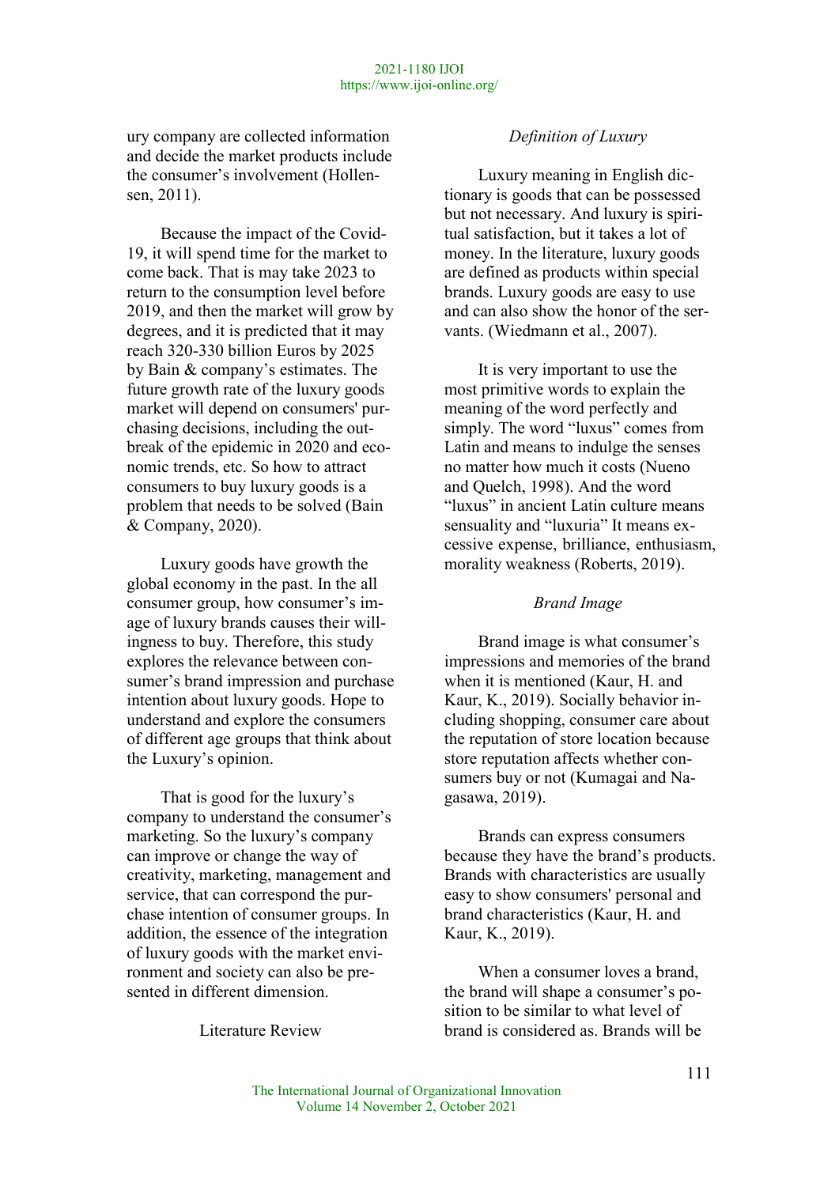ury company are collected information and decide the market products include the consumer's involvement (Hollensen, 2011).

Because the impact of the Covid-19, it will spend time for the market to come back. That is may take 2023 to return to the consumption level before 2019, and then the market will grow by degrees, and it is predicted that it may reach 320-330 billion Euros by 2025 by Bain & company's estimates. The future growth rate of the luxury goods market will depend on consumers' purchasing decisions, including the outbreak of the epidemic in 2020 and economic trends, etc. So how to attract consumers to buy luxury goods is a problem that needs to be solved (Bain & Company, 2020).

Luxury goods have growth the global economy in the past. In the all consumer group, how consumer's image of luxury brands causes their willingness to buy. Therefore, this study explores the relevance between consumer's brand impression and purchase intention about luxury goods. Hope to understand and explore the consumers of different age groups that think about the Luxury's opinion.

That is good for the luxury's company to understand the consumer's marketing. So the luxury's company can improve or change the way of creativity, marketing, management and service, that can correspond the purchase intention of consumer groups. In addition, the essence of the integration of luxury goods with the market environment and society can also be presented in different dimension.

## Literature Review

### *Definition of Luxury*

Luxury meaning in English dictionary is goods that can be possessed but not necessary. And luxury is spiritual satisfaction, but it takes a lot of money. In the literature, luxury goods are defined as products within special brands. Luxury goods are easy to use and can also show the honor of the servants. (Wiedmann et al., 2007).

It is very important to use the most primitive words to explain the meaning of the word perfectly and simply. The word "luxus" comes from Latin and means to indulge the senses no matter how much it costs (Nueno and Quelch, 1998). And the word "luxus" in ancient Latin culture means sensuality and "luxuria" It means excessive expense, brilliance, enthusiasm, morality weakness (Roberts, 2019).

### *Brand Image*

Brand image is what consumer's impressions and memories of the brand when it is mentioned (Kaur, H. and Kaur, K., 2019). Socially behavior including shopping, consumer care about the reputation of store location because store reputation affects whether consumers buy or not (Kumagai and Nagasawa, 2019).

Brands can express consumers because they have the brand's products. Brands with characteristics are usually easy to show consumers' personal and brand characteristics (Kaur, H. and Kaur, K., 2019).

When a consumer loves a brand, the brand will shape a consumer's position to be similar to what level of brand is considered as. Brands will be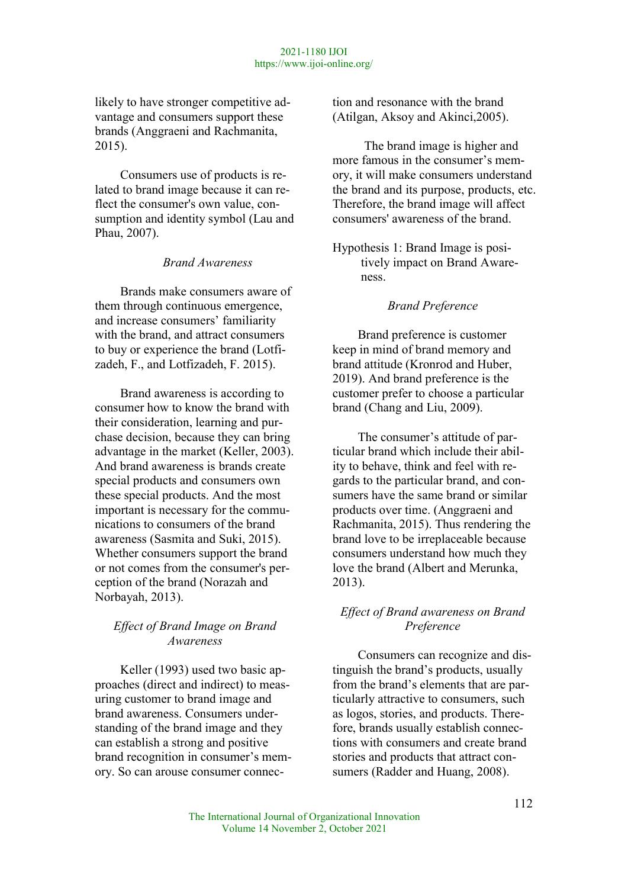likely to have stronger competitive advantage and consumers support these brands (Anggraeni and Rachmanita, 2015).

Consumers use of products is related to brand image because it can reflect the consumer's own value, consumption and identity symbol (Lau and Phau, 2007).

### *Brand Awareness*

Brands make consumers aware of them through continuous emergence, and increase consumers' familiarity with the brand, and attract consumers to buy or experience the brand (Lotfizadeh, F., and Lotfizadeh, F. 2015).

Brand awareness is according to consumer how to know the brand with their consideration, learning and purchase decision, because they can bring advantage in the market (Keller, 2003). And brand awareness is brands create special products and consumers own these special products. And the most important is necessary for the communications to consumers of the brand awareness (Sasmita and Suki, 2015). Whether consumers support the brand or not comes from the consumer's perception of the brand (Norazah and Norbayah, 2013).

### *Effect of Brand Image on Brand Awareness*

Keller (1993) used two basic approaches (direct and indirect) to measuring customer to brand image and brand awareness. Consumers understanding of the brand image and they can establish a strong and positive brand recognition in consumer's memory. So can arouse consumer connection and resonance with the brand (Atilgan, Aksoy and Akinci,2005).

The brand image is higher and more famous in the consumer's memory, it will make consumers understand the brand and its purpose, products, etc. Therefore, the brand image will affect consumers' awareness of the brand.

Hypothesis 1: Brand Image is positively impact on Brand Awareness.

### *Brand Preference*

Brand preference is customer keep in mind of brand memory and brand attitude (Kronrod and Huber, 2019). And brand preference is the customer prefer to choose a particular brand (Chang and Liu, 2009).

The consumer's attitude of particular brand which include their ability to behave, think and feel with regards to the particular brand, and consumers have the same brand or similar products over time. (Anggraeni and Rachmanita, 2015). Thus rendering the brand love to be irreplaceable because consumers understand how much they love the brand (Albert and Merunka, 2013).

### *Effect of Brand awareness on Brand Preference*

Consumers can recognize and distinguish the brand's products, usually from the brand's elements that are particularly attractive to consumers, such as logos, stories, and products. Therefore, brands usually establish connections with consumers and create brand stories and products that attract consumers (Radder and Huang, 2008).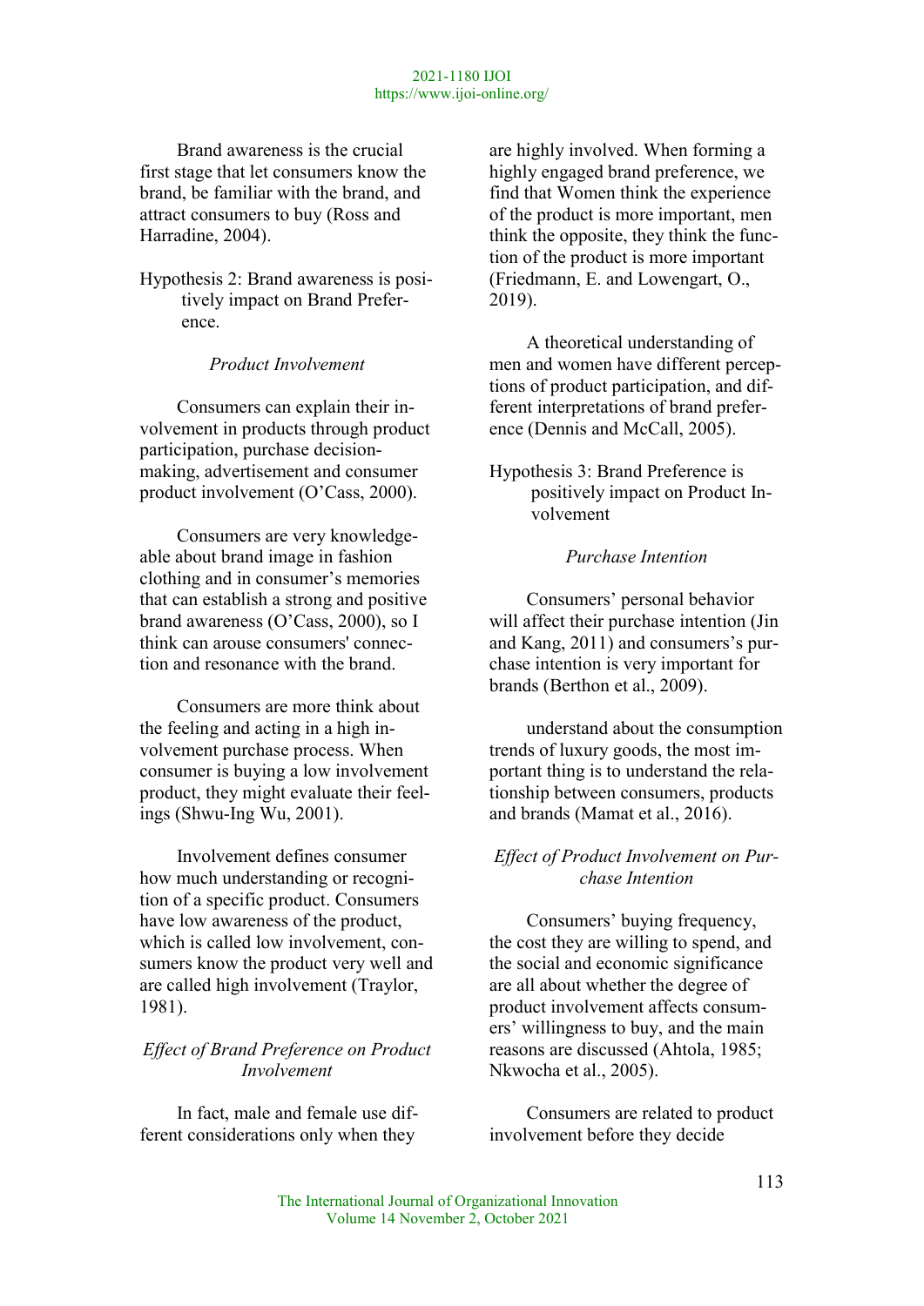Brand awareness is the crucial first stage that let consumers know the brand, be familiar with the brand, and attract consumers to buy (Ross and Harradine, 2004).

Hypothesis 2: Brand awareness is positively impact on Brand Preference.

*Product Involvement*

Consumers can explain their involvement in products through product participation, purchase decision-making, advertisement and consumer product involvement (O'Cass, 2000).

Consumers are very knowledgeable about brand image in fashion clothing and in consumer's memories that can establish a strong and positive brand awareness (O'Cass, 2000), so I think can arouse consumers' connection and resonance with the brand.

Consumers are more think about the feeling and acting in a high involvement purchase process. When consumer is buying a low involvement product, they might evaluate their feelings (Shwu-Ing Wu, 2001).

Involvement defines consumer how much understanding or recognition of a specific product. Consumers have low awareness of the product, which is called low involvement, consumers know the product very well and are called high involvement (Traylor, 1981).

*Effect of Brand Preference on Product Involvement*

In fact, male and female use different considerations only when they are highly involved. When forming a highly engaged brand preference, we find that Women think the experience of the product is more important, men think the opposite, they think the function of the product is more important (Friedmann, E. and Lowengart, O., 2019).

A theoretical understanding of men and women have different perceptions of product participation, and different interpretations of brand preference (Dennis and McCall, 2005).

Hypothesis 3: Brand Preference is positively impact on Product Involvement

*Purchase Intention*

Consumers' personal behavior will affect their purchase intention (Jin and Kang, 2011) and consumers's purchase intention is very important for brands (Berthon et al., 2009).

understand about the consumption trends of luxury goods, the most important thing is to understand the relationship between consumers, products and brands (Mamat et al., 2016).

*Effect of Product Involvement on Purchase Intention*

Consumers' buying frequency, the cost they are willing to spend, and the social and economic significance are all about whether the degree of product involvement affects consumers' willingness to buy, and the main reasons are discussed (Ahtola, 1985; Nkwocha et al., 2005).

Consumers are related to product involvement before they decide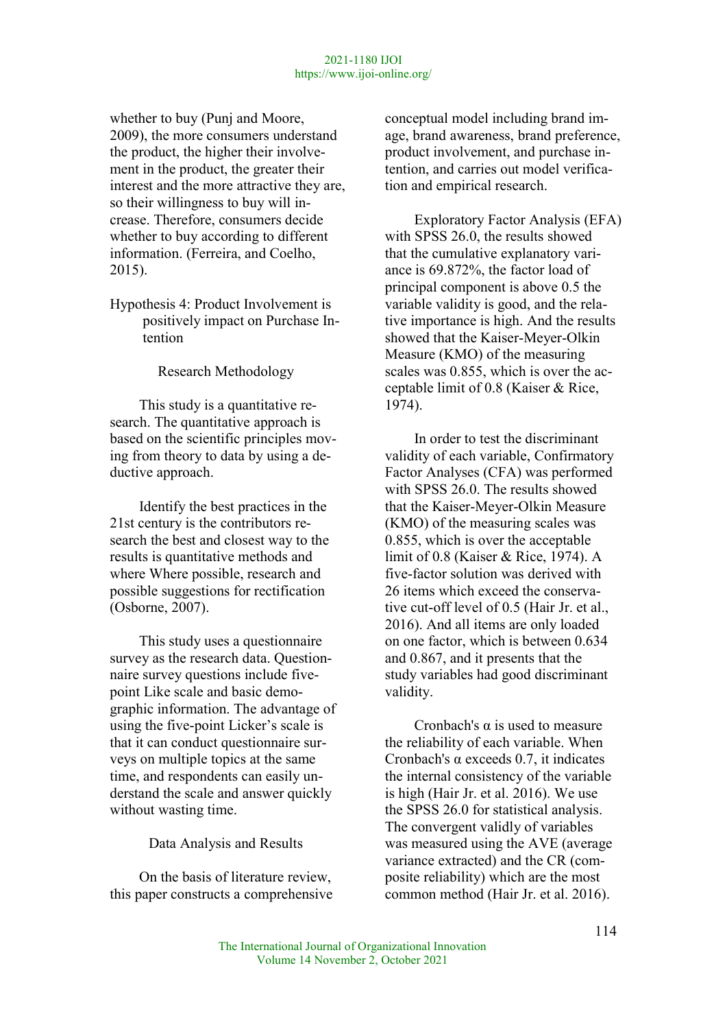whether to buy (Punj and Moore, 2009), the more consumers understand the product, the higher their involvement in the product, the greater their interest and the more attractive they are, so their willingness to buy will increase. Therefore, consumers decide whether to buy according to different information. (Ferreira, and Coelho, 2015).

Hypothesis 4: Product Involvement is positively impact on Purchase Intention

## Research Methodology

This study is a quantitative research. The quantitative approach is based on the scientific principles moving from theory to data by using a deductive approach.

Identify the best practices in the 21st century is the contributors research the best and closest way to the results is quantitative methods and where Where possible, research and possible suggestions for rectification (Osborne, 2007).

This study uses a questionnaire survey as the research data. Questionnaire survey questions include five-point Like scale and basic demographic information. The advantage of using the five-point Licker's scale is that it can conduct questionnaire surveys on multiple topics at the same time, and respondents can easily understand the scale and answer quickly without wasting time.

## Data Analysis and Results

On the basis of literature review, this paper constructs a comprehensive conceptual model including brand image, brand awareness, brand preference, product involvement, and purchase intention, and carries out model verification and empirical research.

Exploratory Factor Analysis (EFA) with SPSS 26.0, the results showed that the cumulative explanatory variance is 69.872%, the factor load of principal component is above 0.5 the variable validity is good, and the relative importance is high. And the results showed that the Kaiser-Meyer-Olkin Measure (KMO) of the measuring scales was 0.855, which is over the acceptable limit of 0.8 (Kaiser & Rice, 1974).

In order to test the discriminant validity of each variable, Confirmatory Factor Analyses (CFA) was performed with SPSS 26.0. The results showed that the Kaiser-Meyer-Olkin Measure (KMO) of the measuring scales was 0.855, which is over the acceptable limit of 0.8 (Kaiser & Rice, 1974). A five-factor solution was derived with 26 items which exceed the conservative cut-off level of 0.5 (Hair Jr. et al., 2016). And all items are only loaded on one factor, which is between 0.634 and 0.867, and it presents that the study variables had good discriminant validity.

Cronbach's α is used to measure the reliability of each variable. When Cronbach's α exceeds 0.7, it indicates the internal consistency of the variable is high (Hair Jr. et al. 2016). We use the SPSS 26.0 for statistical analysis. The convergent validly of variables was measured using the AVE (average variance extracted) and the CR (composite reliability) which are the most common method (Hair Jr. et al. 2016).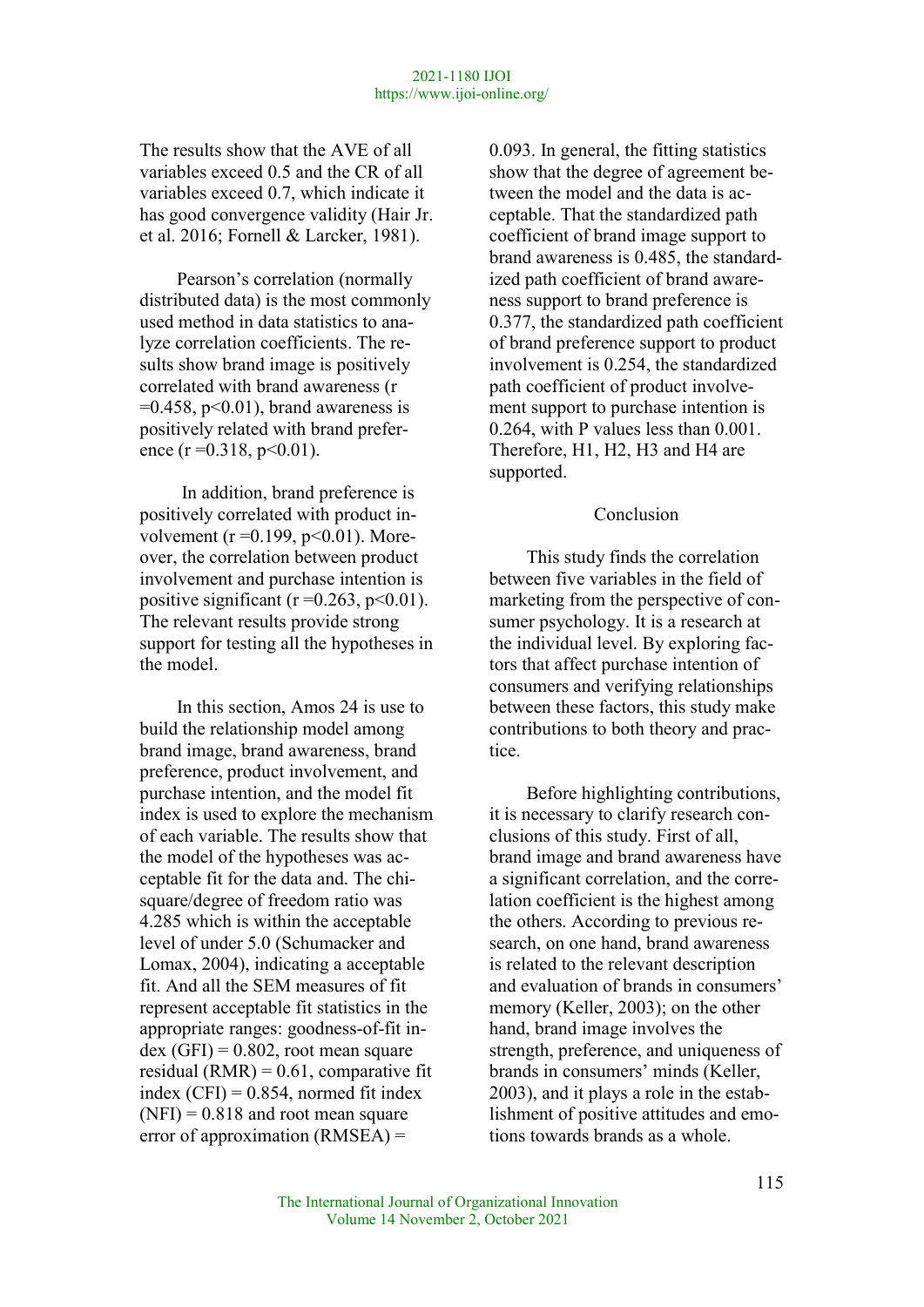The results show that the AVE of all variables exceed 0.5 and the CR of all variables exceed 0.7, which indicate it has good convergence validity (Hair Jr. et al. 2016; Fornell & Larcker, 1981).

Pearson's correlation (normally distributed data) is the most commonly used method in data statistics to analyze correlation coefficients. The results show brand image is positively correlated with brand awareness ($r = 0.458$, $p < 0.01$), brand awareness is positively related with brand preference ($r = 0.318$, $p < 0.01$).

In addition, brand preference is positively correlated with product involvement ($r = 0.199$, $p < 0.01$). Moreover, the correlation between product involvement and purchase intention is positive significant ($r = 0.263$, $p < 0.01$). The relevant results provide strong support for testing all the hypotheses in the model.

In this section, Amos 24 is use to build the relationship model among brand image, brand awareness, brand preference, product involvement, and purchase intention, and the model fit index is used to explore the mechanism of each variable. The results show that the model of the hypotheses was acceptable fit for the data and. The chi-square/degree of freedom ratio was 4.285 which is within the acceptable level of under 5.0 (Schumacker and Lomax, 2004), indicating a acceptable fit. And all the SEM measures of fit represent acceptable fit statistics in the appropriate ranges: goodness-of-fit index (GFI) = 0.802, root mean square residual (RMR) = 0.61, comparative fit index (CFI) = 0.854, normed fit index (NFI) = 0.818 and root mean square error of approximation (RMSEA) = 0.093. In general, the fitting statistics show that the degree of agreement between the model and the data is acceptable. That the standardized path coefficient of brand image support to brand awareness is 0.485, the standardized path coefficient of brand awareness support to brand preference is 0.377, the standardized path coefficient of brand preference support to product involvement is 0.254, the standardized path coefficient of product involvement support to purchase intention is 0.264, with P values less than 0.001. Therefore, H1, H2, H3 and H4 are supported.

## Conclusion

This study finds the correlation between five variables in the field of marketing from the perspective of consumer psychology. It is a research at the individual level. By exploring factors that affect purchase intention of consumers and verifying relationships between these factors, this study make contributions to both theory and practice.

Before highlighting contributions, it is necessary to clarify research conclusions of this study. First of all, brand image and brand awareness have a significant correlation, and the correlation coefficient is the highest among the others. According to previous research, on one hand, brand awareness is related to the relevant description and evaluation of brands in consumers' memory (Keller, 2003); on the other hand, brand image involves the strength, preference, and uniqueness of brands in consumers' minds (Keller, 2003), and it plays a role in the establishment of positive attitudes and emotions towards brands as a whole.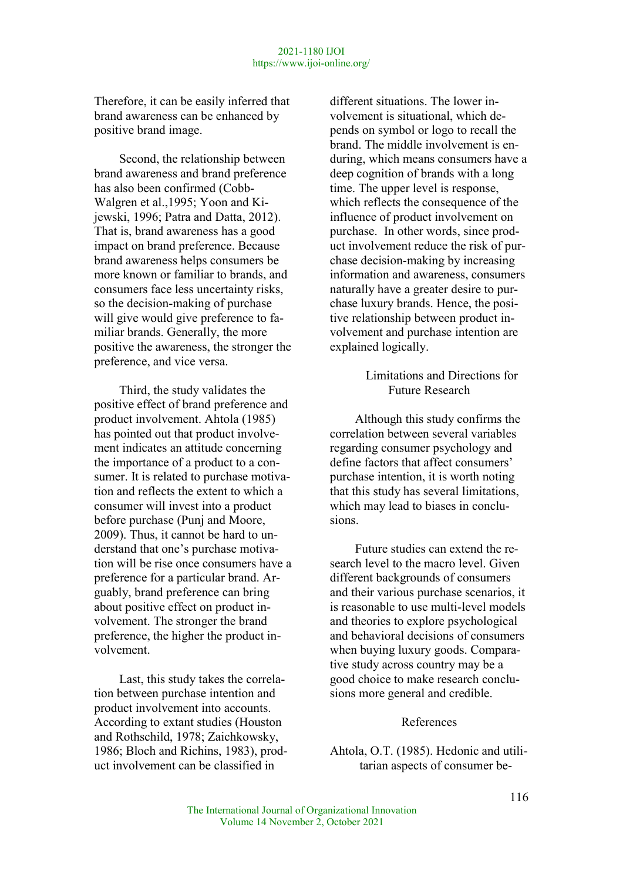Therefore, it can be easily inferred that brand awareness can be enhanced by positive brand image.

Second, the relationship between brand awareness and brand preference has also been confirmed (Cobb-Walgren et al.,1995; Yoon and Kijewski, 1996; Patra and Datta, 2012). That is, brand awareness has a good impact on brand preference. Because brand awareness helps consumers be more known or familiar to brands, and consumers face less uncertainty risks, so the decision-making of purchase will give would give preference to familiar brands. Generally, the more positive the awareness, the stronger the preference, and vice versa.

Third, the study validates the positive effect of brand preference and product involvement. Ahtola (1985) has pointed out that product involvement indicates an attitude concerning the importance of a product to a consumer. It is related to purchase motivation and reflects the extent to which a consumer will invest into a product before purchase (Punj and Moore, 2009). Thus, it cannot be hard to understand that one's purchase motivation will be rise once consumers have a preference for a particular brand. Arguably, brand preference can bring about positive effect on product involvement. The stronger the brand preference, the higher the product involvement.

Last, this study takes the correlation between purchase intention and product involvement into accounts. According to extant studies (Houston and Rothschild, 1978; Zaichkowsky, 1986; Bloch and Richins, 1983), product involvement can be classified in different situations. The lower involvement is situational, which depends on symbol or logo to recall the brand. The middle involvement is enduring, which means consumers have a deep cognition of brands with a long time. The upper level is response, which reflects the consequence of the influence of product involvement on purchase. In other words, since product involvement reduce the risk of purchase decision-making by increasing information and awareness, consumers naturally have a greater desire to purchase luxury brands. Hence, the positive relationship between product involvement and purchase intention are explained logically.

## Limitations and Directions for Future Research

Although this study confirms the correlation between several variables regarding consumer psychology and define factors that affect consumers' purchase intention, it is worth noting that this study has several limitations, which may lead to biases in conclusions.

Future studies can extend the research level to the macro level. Given different backgrounds of consumers and their various purchase scenarios, it is reasonable to use multi-level models and theories to explore psychological and behavioral decisions of consumers when buying luxury goods. Comparative study across country may be a good choice to make research conclusions more general and credible.

## References

Ahtola, O.T. (1985). Hedonic and utilitarian aspects of consumer be-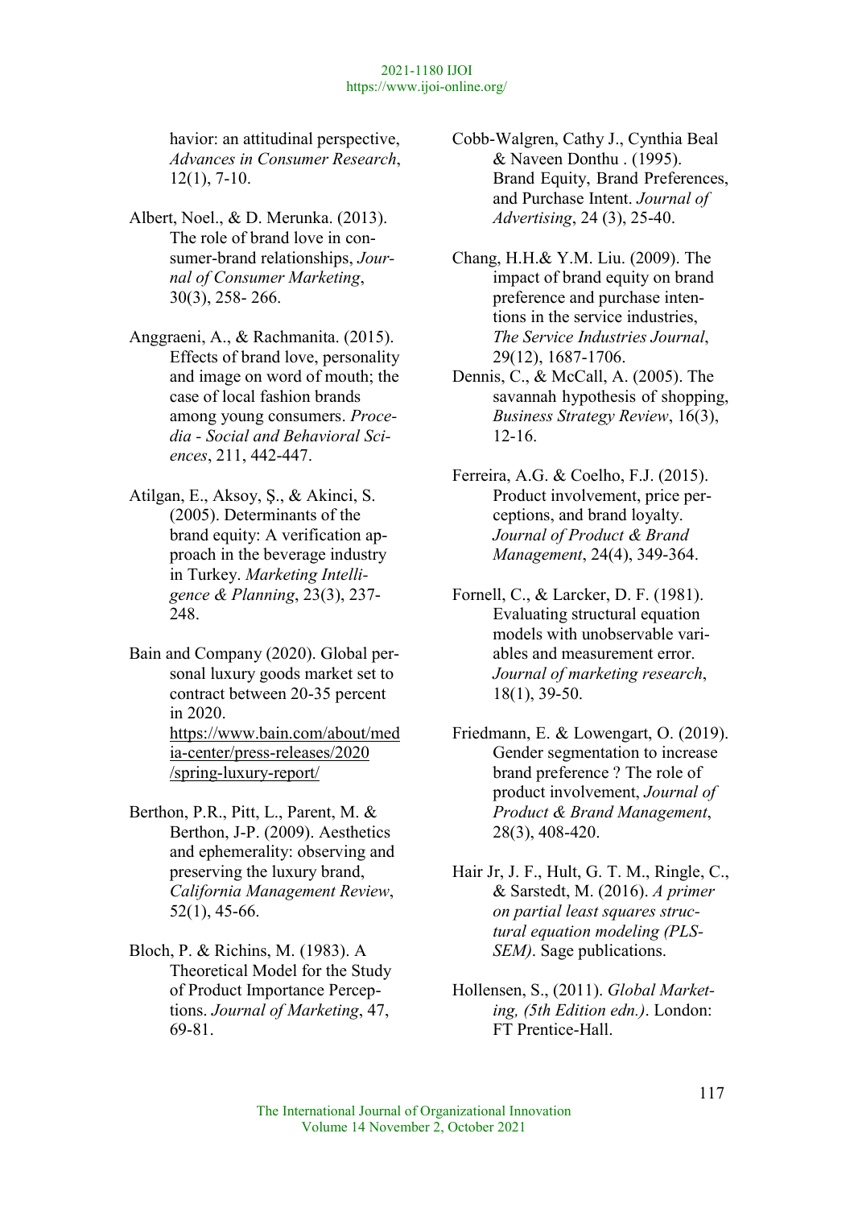havior: an attitudinal perspective, *Advances in Consumer Research*, 12(1), 7-10.

Albert, Noel., & D. Merunka. (2013). The role of brand love in consumer-brand relationships, *Journal of Consumer Marketing*, 30(3), 258- 266.

Anggraeni, A., & Rachmanita. (2015). Effects of brand love, personality and image on word of mouth; the case of local fashion brands among young consumers. *Procedia - Social and Behavioral Sciences*, 211, 442-447.

Atilgan, E., Aksoy, Ş., & Akinci, S. (2005). Determinants of the brand equity: A verification approach in the beverage industry in Turkey. *Marketing Intelligence & Planning*, 23(3), 237-248.

Bain and Company (2020). Global personal luxury goods market set to contract between 20-35 percent in 2020. https://www.bain.com/about/media-center/press-releases/2020/spring-luxury-report/

Berthon, P.R., Pitt, L., Parent, M. & Berthon, J-P. (2009). Aesthetics and ephemerality: observing and preserving the luxury brand, *California Management Review*, 52(1), 45-66.

Bloch, P. & Richins, M. (1983). A Theoretical Model for the Study of Product Importance Perceptions. *Journal of Marketing*, 47, 69-81.

Cobb-Walgren, Cathy J., Cynthia Beal & Naveen Donthu . (1995). Brand Equity, Brand Preferences, and Purchase Intent. *Journal of Advertising*, 24 (3), 25-40.

Chang, H.H.& Y.M. Liu. (2009). The impact of brand equity on brand preference and purchase intentions in the service industries, *The Service Industries Journal*, 29(12), 1687-1706.

Dennis, C., & McCall, A. (2005). The savannah hypothesis of shopping, *Business Strategy Review*, 16(3), 12-16.

Ferreira, A.G. & Coelho, F.J. (2015). Product involvement, price perceptions, and brand loyalty. *Journal of Product & Brand Management*, 24(4), 349-364.

Fornell, C., & Larcker, D. F. (1981). Evaluating structural equation models with unobservable variables and measurement error. *Journal of marketing research*, 18(1), 39-50.

Friedmann, E. & Lowengart, O. (2019). Gender segmentation to increase brand preference ? The role of product involvement, *Journal of Product & Brand Management*, 28(3), 408-420.

Hair Jr, J. F., Hult, G. T. M., Ringle, C., & Sarstedt, M. (2016). *A primer on partial least squares structural equation modeling (PLS-SEM)*. Sage publications.

Hollensen, S., (2011). *Global Marketing, (5th Edition edn.)*. London: FT Prentice-Hall.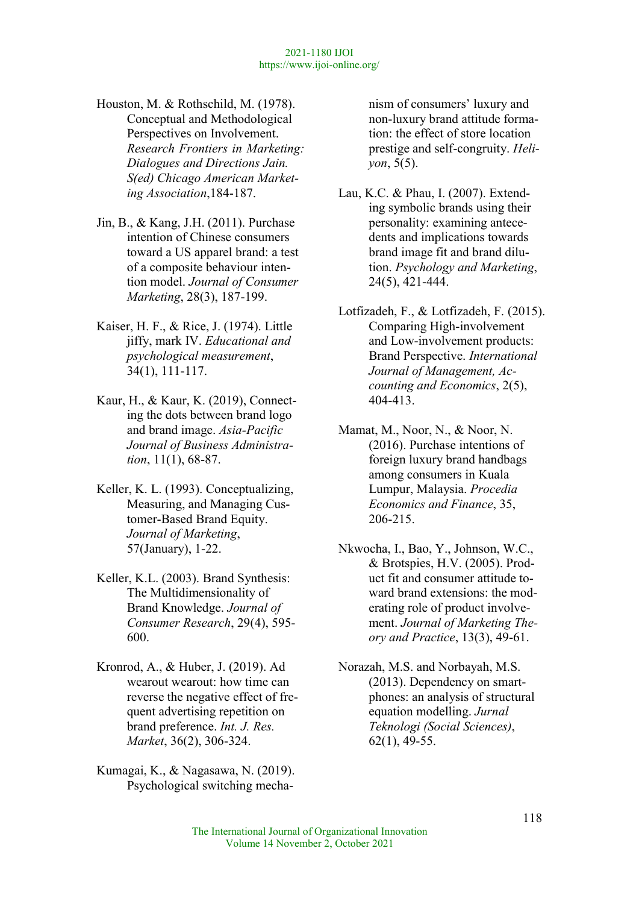Houston, M. & Rothschild, M. (1978). Conceptual and Methodological Perspectives on Involvement. *Research Frontiers in Marketing: Dialogues and Directions Jain. S(ed) Chicago American Marketing Association*,184-187.

Jin, B., & Kang, J.H. (2011). Purchase intention of Chinese consumers toward a US apparel brand: a test of a composite behaviour intention model. *Journal of Consumer Marketing*, 28(3), 187-199.

Kaiser, H. F., & Rice, J. (1974). Little jiffy, mark IV. *Educational and psychological measurement*, 34(1), 111-117.

Kaur, H., & Kaur, K. (2019), Connecting the dots between brand logo and brand image. *Asia-Pacific Journal of Business Administration*, 11(1), 68-87.

Keller, K. L. (1993). Conceptualizing, Measuring, and Managing Customer-Based Brand Equity. *Journal of Marketing*, 57(January), 1-22.

Keller, K.L. (2003). Brand Synthesis: The Multidimensionality of Brand Knowledge. *Journal of Consumer Research*, 29(4), 595-600.

Kronrod, A., & Huber, J. (2019). Ad wearout wearout: how time can reverse the negative effect of frequent advertising repetition on brand preference. *Int. J. Res. Market*, 36(2), 306-324.

Kumagai, K., & Nagasawa, N. (2019). Psychological switching mechanism of consumers' luxury and non-luxury brand attitude formation: the effect of store location prestige and self-congruity. *Heliyon*, 5(5).

Lau, K.C. & Phau, I. (2007). Extending symbolic brands using their personality: examining antecedents and implications towards brand image fit and brand dilution. *Psychology and Marketing*, 24(5), 421-444.

Lotfizadeh, F., & Lotfizadeh, F. (2015). Comparing High-involvement and Low-involvement products: Brand Perspective. *International Journal of Management, Accounting and Economics*, 2(5), 404-413.

Mamat, M., Noor, N., & Noor, N. (2016). Purchase intentions of foreign luxury brand handbags among consumers in Kuala Lumpur, Malaysia. *Procedia Economics and Finance*, 35, 206-215.

Nkwocha, I., Bao, Y., Johnson, W.C., & Brotspies, H.V. (2005). Product fit and consumer attitude toward brand extensions: the moderating role of product involvement. *Journal of Marketing Theory and Practice*, 13(3), 49-61.

Norazah, M.S. and Norbayah, M.S. (2013). Dependency on smartphones: an analysis of structural equation modelling. *Jurnal Teknologi (Social Sciences)*, 62(1), 49-55.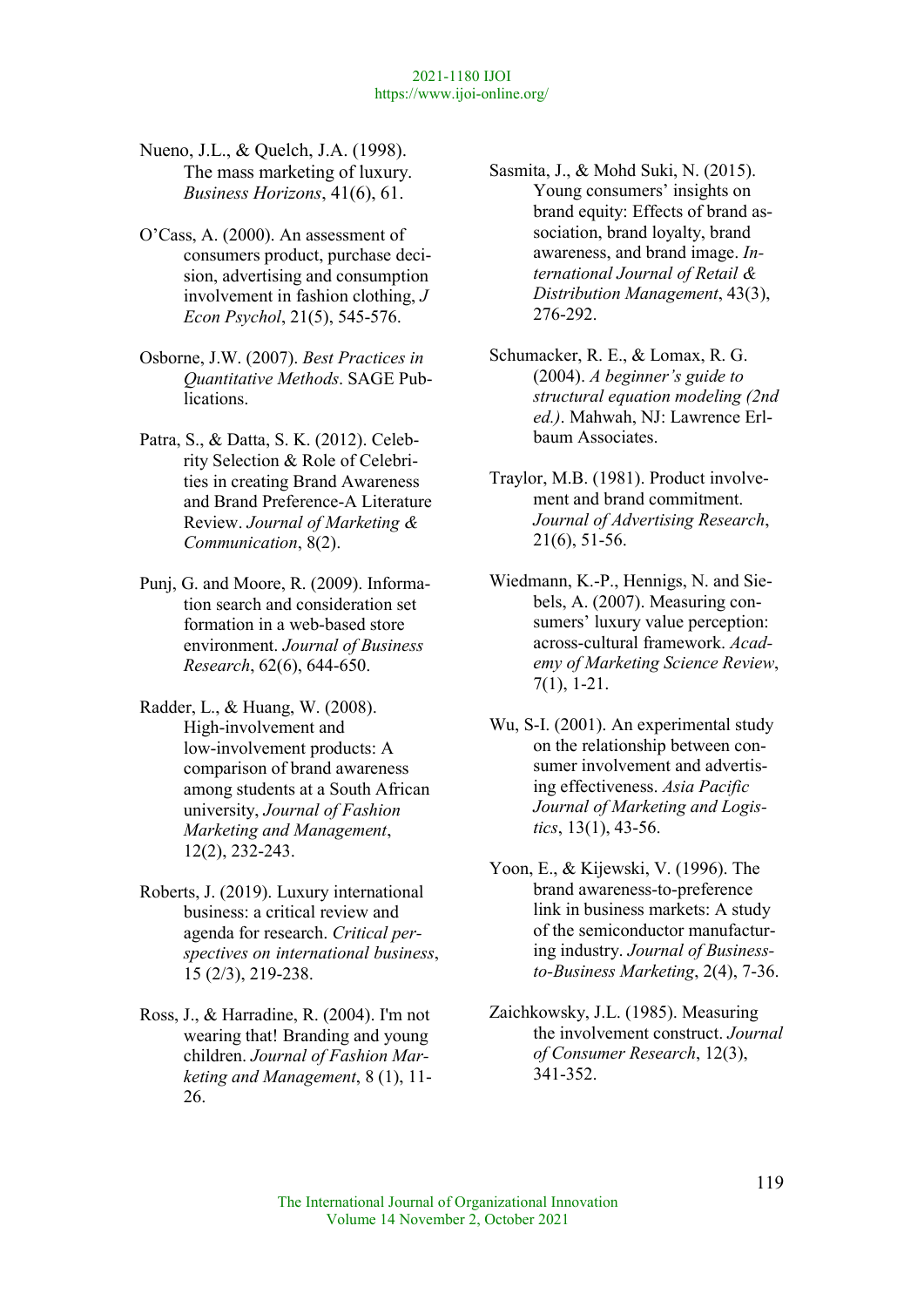Nueno, J.L., & Quelch, J.A. (1998). The mass marketing of luxury. *Business Horizons*, 41(6), 61.

O'Cass, A. (2000). An assessment of consumers product, purchase decision, advertising and consumption involvement in fashion clothing, *J Econ Psychol*, 21(5), 545-576.

Osborne, J.W. (2007). *Best Practices in Quantitative Methods*. SAGE Publications.

Patra, S., & Datta, S. K. (2012). Celebrity Selection & Role of Celebrities in creating Brand Awareness and Brand Preference-A Literature Review. *Journal of Marketing & Communication*, 8(2).

Punj, G. and Moore, R. (2009). Information search and consideration set formation in a web-based store environment. *Journal of Business Research*, 62(6), 644-650.

Radder, L., & Huang, W. (2008). High-involvement and low-involvement products: A comparison of brand awareness among students at a South African university, *Journal of Fashion Marketing and Management*, 12(2), 232-243.

Roberts, J. (2019). Luxury international business: a critical review and agenda for research. *Critical perspectives on international business*, 15 (2/3), 219-238.

Ross, J., & Harradine, R. (2004). I'm not wearing that! Branding and young children. *Journal of Fashion Marketing and Management*, 8 (1), 11-26.

Sasmita, J., & Mohd Suki, N. (2015). Young consumers' insights on brand equity: Effects of brand association, brand loyalty, brand awareness, and brand image. *International Journal of Retail & Distribution Management*, 43(3), 276-292.

Schumacker, R. E., & Lomax, R. G. (2004). *A beginner's guide to structural equation modeling (2nd ed.)*. Mahwah, NJ: Lawrence Erlbaum Associates.

Traylor, M.B. (1981). Product involvement and brand commitment. *Journal of Advertising Research*, 21(6), 51-56.

Wiedmann, K.-P., Hennigs, N. and Siebels, A. (2007). Measuring consumers' luxury value perception: across-cultural framework. *Academy of Marketing Science Review*, 7(1), 1-21.

Wu, S-I. (2001). An experimental study on the relationship between consumer involvement and advertising effectiveness. *Asia Pacific Journal of Marketing and Logistics*, 13(1), 43-56.

Yoon, E., & Kijewski, V. (1996). The brand awareness-to-preference link in business markets: A study of the semiconductor manufacturing industry. *Journal of Business-to-Business Marketing*, 2(4), 7-36.

Zaichkowsky, J.L. (1985). Measuring the involvement construct. *Journal of Consumer Research*, 12(3), 341-352.